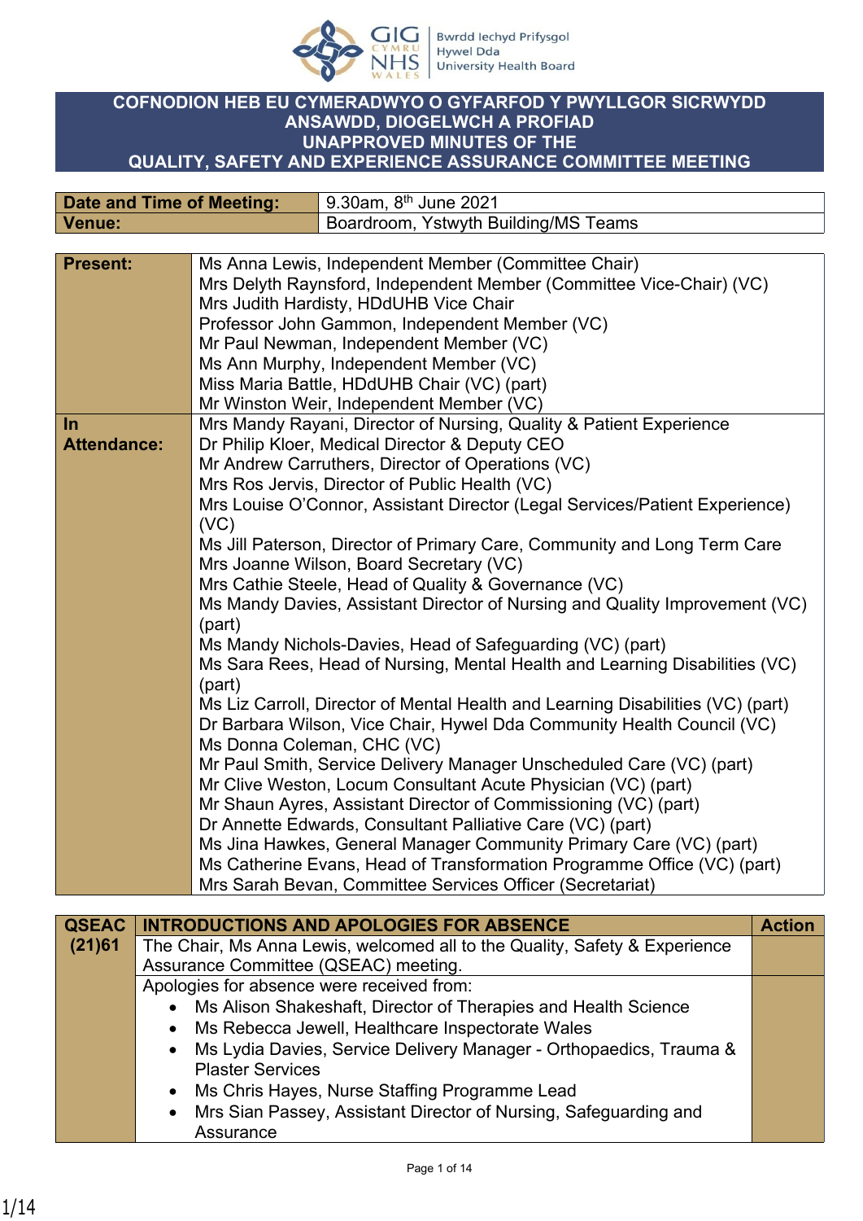GIG CYMRU NHS WALES | Bwrdd Iechyd Prifysgol Hywel Dda University Health Board

# COFNODION HEB EU CYMERADWYO O GYFARFOD Y PWYLLGOR SICRWYDD ANSAWDD, DIOGELWCH A PROFIAD
# UNAPPROVED MINUTES OF THE QUALITY, SAFETY AND EXPERIENCE ASSURANCE COMMITTEE MEETING

| Date and Time of Meeting: | 9.30am, 8th June 2021 |
|---|---|
| Venue: | Boardroom, Ystwyth Building/MS Teams |

| | |
|---|---|
| **Present:** | Ms Anna Lewis, Independent Member (Committee Chair)<br>Mrs Delyth Raynsford, Independent Member (Committee Vice-Chair) (VC)<br>Mrs Judith Hardisty, HDdUHB Vice Chair<br>Professor John Gammon, Independent Member (VC)<br>Mr Paul Newman, Independent Member (VC)<br>Ms Ann Murphy, Independent Member (VC)<br>Miss Maria Battle, HDdUHB Chair (VC) (part)<br>Mr Winston Weir, Independent Member (VC) |
| **In Attendance:** | Mrs Mandy Rayani, Director of Nursing, Quality & Patient Experience<br>Dr Philip Kloer, Medical Director & Deputy CEO<br>Mr Andrew Carruthers, Director of Operations (VC)<br>Mrs Ros Jervis, Director of Public Health (VC)<br>Mrs Louise O'Connor, Assistant Director (Legal Services/Patient Experience) (VC)<br>Ms Jill Paterson, Director of Primary Care, Community and Long Term Care<br>Mrs Joanne Wilson, Board Secretary (VC)<br>Mrs Cathie Steele, Head of Quality & Governance (VC)<br>Ms Mandy Davies, Assistant Director of Nursing and Quality Improvement (VC) (part)<br>Ms Mandy Nichols-Davies, Head of Safeguarding (VC) (part)<br>Ms Sara Rees, Head of Nursing, Mental Health and Learning Disabilities (VC) (part)<br>Ms Liz Carroll, Director of Mental Health and Learning Disabilities (VC) (part)<br>Dr Barbara Wilson, Vice Chair, Hywel Dda Community Health Council (VC)<br>Ms Donna Coleman, CHC (VC)<br>Mr Paul Smith, Service Delivery Manager Unscheduled Care (VC) (part)<br>Mr Clive Weston, Locum Consultant Acute Physician (VC) (part)<br>Mr Shaun Ayres, Assistant Director of Commissioning (VC) (part)<br>Dr Annette Edwards, Consultant Palliative Care (VC) (part)<br>Ms Jina Hawkes, General Manager Community Primary Care (VC) (part)<br>Ms Catherine Evans, Head of Transformation Programme Office (VC) (part)<br>Mrs Sarah Bevan, Committee Services Officer (Secretariat) |

| QSEAC (21)61 | INTRODUCTIONS AND APOLOGIES FOR ABSENCE | Action |
|---|---|---|
| | The Chair, Ms Anna Lewis, welcomed all to the Quality, Safety & Experience Assurance Committee (QSEAC) meeting. | |
| | Apologies for absence were received from:<br>• Ms Alison Shakeshaft, Director of Therapies and Health Science<br>• Ms Rebecca Jewell, Healthcare Inspectorate Wales<br>• Ms Lydia Davies, Service Delivery Manager - Orthopaedics, Trauma & Plaster Services<br>• Ms Chris Hayes, Nurse Staffing Programme Lead<br>• Mrs Sian Passey, Assistant Director of Nursing, Safeguarding and Assurance | |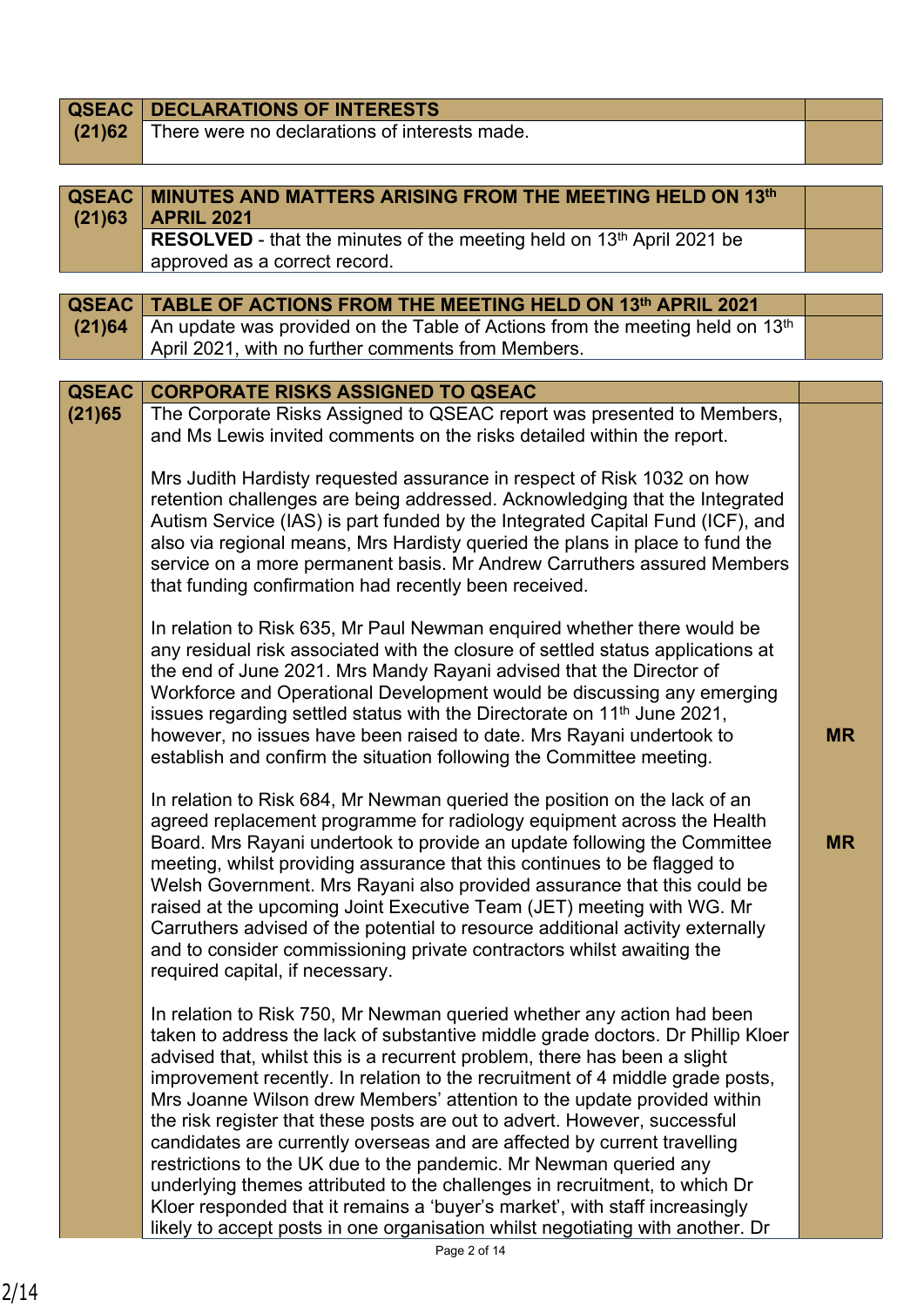| QSEAC (21)62 | DECLARATIONS OF INTERESTS | |
|---|---|---|
| | There were no declarations of interests made. | |

| QSEAC (21)63 | MINUTES AND MATTERS ARISING FROM THE MEETING HELD ON 13th APRIL 2021 | |
|---|---|---|
| | **RESOLVED** - that the minutes of the meeting held on 13th April 2021 be approved as a correct record. | |

| QSEAC (21)64 | TABLE OF ACTIONS FROM THE MEETING HELD ON 13th APRIL 2021 | |
|---|---|---|
| | An update was provided on the Table of Actions from the meeting held on 13th April 2021, with no further comments from Members. | |

| QSEAC (21)65 | CORPORATE RISKS ASSIGNED TO QSEAC | |
|---|---|---|
| | The Corporate Risks Assigned to QSEAC report was presented to Members, and Ms Lewis invited comments on the risks detailed within the report. | |
| | Mrs Judith Hardisty requested assurance in respect of Risk 1032 on how retention challenges are being addressed. Acknowledging that the Integrated Autism Service (IAS) is part funded by the Integrated Capital Fund (ICF), and also via regional means, Mrs Hardisty queried the plans in place to fund the service on a more permanent basis. Mr Andrew Carruthers assured Members that funding confirmation had recently been received. | |
| | In relation to Risk 635, Mr Paul Newman enquired whether there would be any residual risk associated with the closure of settled status applications at the end of June 2021. Mrs Mandy Rayani advised that the Director of Workforce and Operational Development would be discussing any emerging issues regarding settled status with the Directorate on 11th June 2021, however, no issues have been raised to date. Mrs Rayani undertook to establish and confirm the situation following the Committee meeting. | **MR** |
| | In relation to Risk 684, Mr Newman queried the position on the lack of an agreed replacement programme for radiology equipment across the Health Board. Mrs Rayani undertook to provide an update following the Committee meeting, whilst providing assurance that this continues to be flagged to Welsh Government. Mrs Rayani also provided assurance that this could be raised at the upcoming Joint Executive Team (JET) meeting with WG. Mr Carruthers advised of the potential to resource additional activity externally and to consider commissioning private contractors whilst awaiting the required capital, if necessary. | **MR** |
| | In relation to Risk 750, Mr Newman queried whether any action had been taken to address the lack of substantive middle grade doctors. Dr Phillip Kloer advised that, whilst this is a recurrent problem, there has been a slight improvement recently. In relation to the recruitment of 4 middle grade posts, Mrs Joanne Wilson drew Members' attention to the update provided within the risk register that these posts are out to advert. However, successful candidates are currently overseas and are affected by current travelling restrictions to the UK due to the pandemic. Mr Newman queried any underlying themes attributed to the challenges in recruitment, to which Dr Kloer responded that it remains a 'buyer's market', with staff increasingly likely to accept posts in one organisation whilst negotiating with another. Dr | |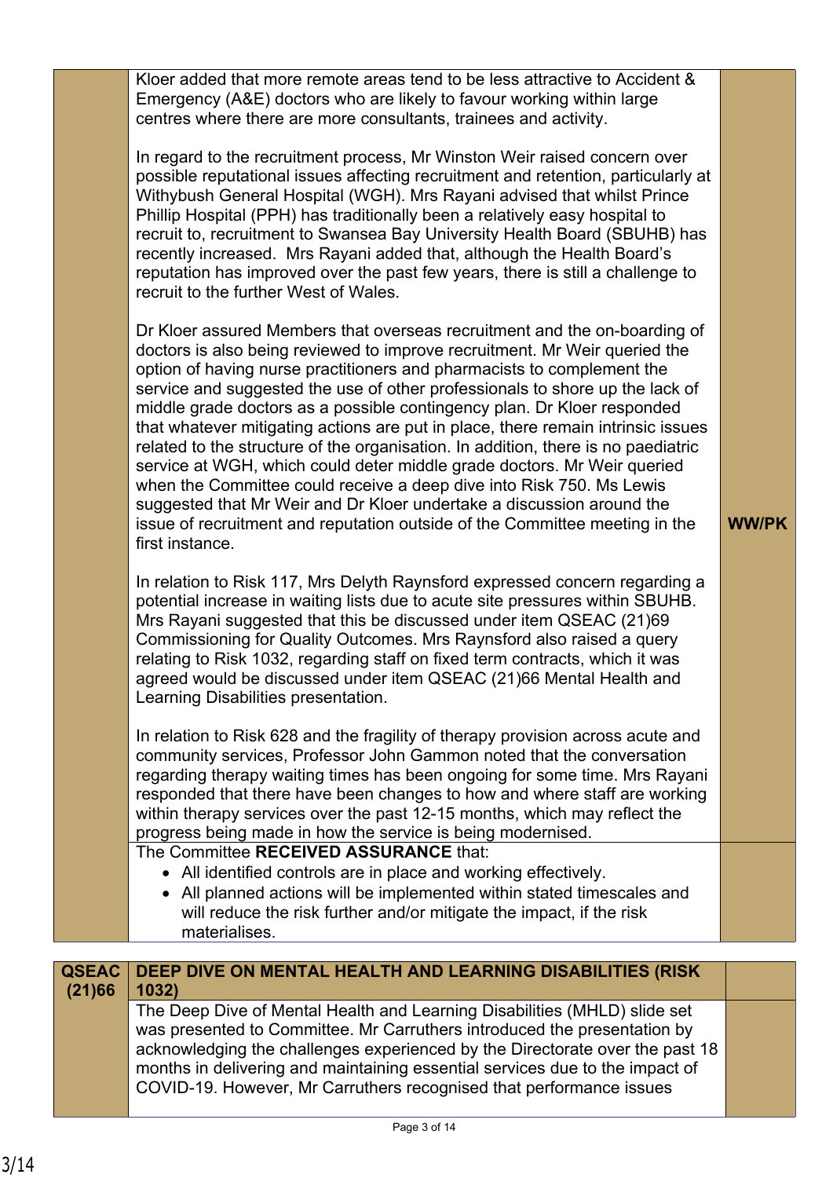| | | |
|---|---|---|
| | Kloer added that more remote areas tend to be less attractive to Accident & Emergency (A&E) doctors who are likely to favour working within large centres where there are more consultants, trainees and activity.<br><br>In regard to the recruitment process, Mr Winston Weir raised concern over possible reputational issues affecting recruitment and retention, particularly at Withybush General Hospital (WGH). Mrs Rayani advised that whilst Prince Phillip Hospital (PPH) has traditionally been a relatively easy hospital to recruit to, recruitment to Swansea Bay University Health Board (SBUHB) has recently increased. Mrs Rayani added that, although the Health Board's reputation has improved over the past few years, there is still a challenge to recruit to the further West of Wales.<br><br>Dr Kloer assured Members that overseas recruitment and the on-boarding of doctors is also being reviewed to improve recruitment. Mr Weir queried the option of having nurse practitioners and pharmacists to complement the service and suggested the use of other professionals to shore up the lack of middle grade doctors as a possible contingency plan. Dr Kloer responded that whatever mitigating actions are put in place, there remain intrinsic issues related to the structure of the organisation. In addition, there is no paediatric service at WGH, which could deter middle grade doctors. Mr Weir queried when the Committee could receive a deep dive into Risk 750. Ms Lewis suggested that Mr Weir and Dr Kloer undertake a discussion around the issue of recruitment and reputation outside of the Committee meeting in the first instance.<br><br>In relation to Risk 117, Mrs Delyth Raynsford expressed concern regarding a potential increase in waiting lists due to acute site pressures within SBUHB. Mrs Rayani suggested that this be discussed under item QSEAC (21)69 Commissioning for Quality Outcomes. Mrs Raynsford also raised a query relating to Risk 1032, regarding staff on fixed term contracts, which it was agreed would be discussed under item QSEAC (21)66 Mental Health and Learning Disabilities presentation.<br><br>In relation to Risk 628 and the fragility of therapy provision across acute and community services, Professor John Gammon noted that the conversation regarding therapy waiting times has been ongoing for some time. Mrs Rayani responded that there have been changes to how and where staff are working within therapy services over the past 12-15 months, which may reflect the progress being made in how the service is being modernised. | **WW/PK** |
| | The Committee **RECEIVED ASSURANCE** that:<br>• All identified controls are in place and working effectively.<br>• All planned actions will be implemented within stated timescales and will reduce the risk further and/or mitigate the impact, if the risk materialises. | |

| | | |
|---|---|---|
| **QSEAC (21)66** | **DEEP DIVE ON MENTAL HEALTH AND LEARNING DISABILITIES (RISK 1032)** | |
| | The Deep Dive of Mental Health and Learning Disabilities (MHLD) slide set was presented to Committee. Mr Carruthers introduced the presentation by acknowledging the challenges experienced by the Directorate over the past 18 months in delivering and maintaining essential services due to the impact of COVID-19. However, Mr Carruthers recognised that performance issues | |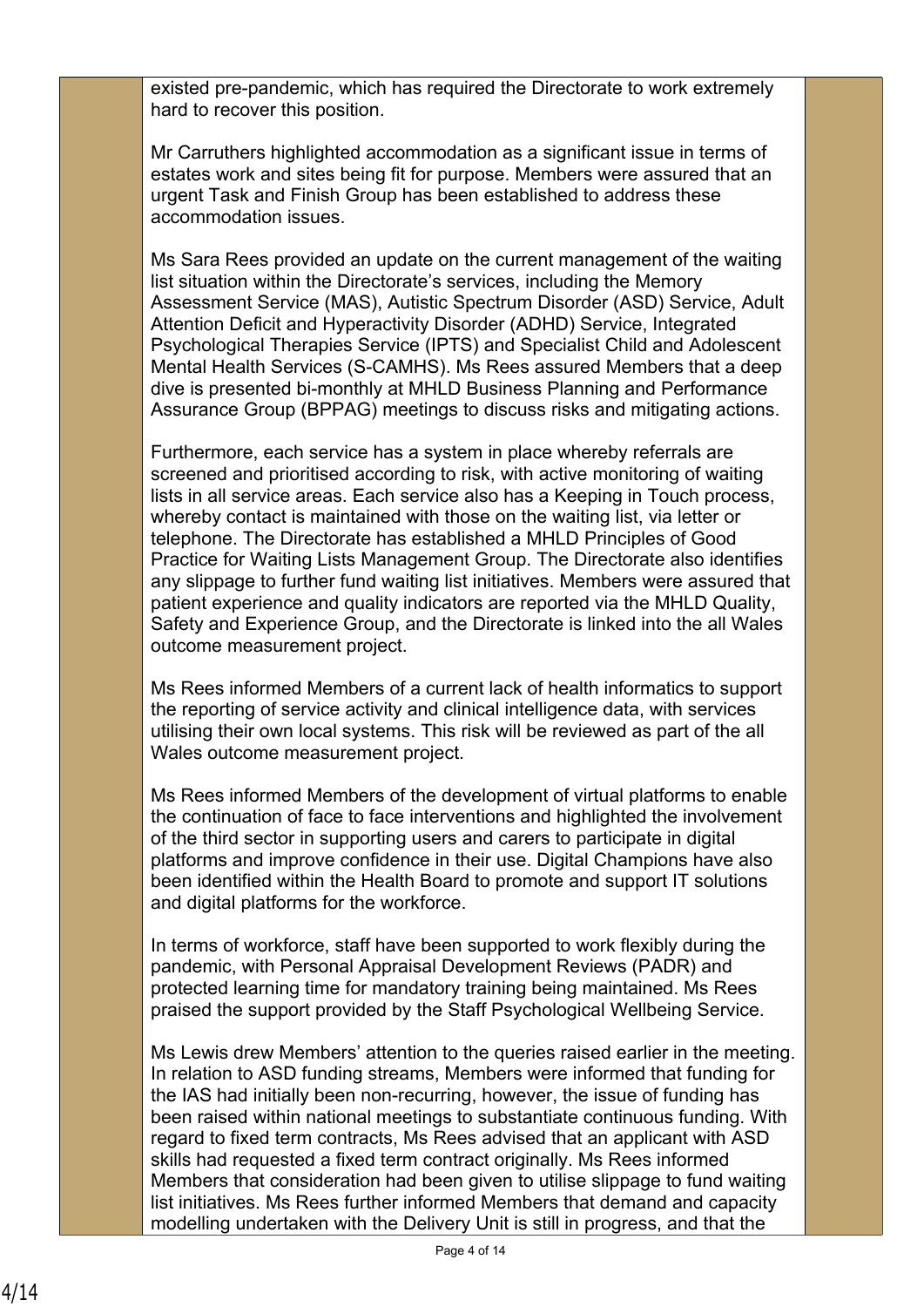existed pre-pandemic, which has required the Directorate to work extremely hard to recover this position.

Mr Carruthers highlighted accommodation as a significant issue in terms of estates work and sites being fit for purpose. Members were assured that an urgent Task and Finish Group has been established to address these accommodation issues.

Ms Sara Rees provided an update on the current management of the waiting list situation within the Directorate's services, including the Memory Assessment Service (MAS), Autistic Spectrum Disorder (ASD) Service, Adult Attention Deficit and Hyperactivity Disorder (ADHD) Service, Integrated Psychological Therapies Service (IPTS) and Specialist Child and Adolescent Mental Health Services (S-CAMHS). Ms Rees assured Members that a deep dive is presented bi-monthly at MHLD Business Planning and Performance Assurance Group (BPPAG) meetings to discuss risks and mitigating actions.

Furthermore, each service has a system in place whereby referrals are screened and prioritised according to risk, with active monitoring of waiting lists in all service areas. Each service also has a Keeping in Touch process, whereby contact is maintained with those on the waiting list, via letter or telephone. The Directorate has established a MHLD Principles of Good Practice for Waiting Lists Management Group. The Directorate also identifies any slippage to further fund waiting list initiatives. Members were assured that patient experience and quality indicators are reported via the MHLD Quality, Safety and Experience Group, and the Directorate is linked into the all Wales outcome measurement project.

Ms Rees informed Members of a current lack of health informatics to support the reporting of service activity and clinical intelligence data, with services utilising their own local systems. This risk will be reviewed as part of the all Wales outcome measurement project.

Ms Rees informed Members of the development of virtual platforms to enable the continuation of face to face interventions and highlighted the involvement of the third sector in supporting users and carers to participate in digital platforms and improve confidence in their use. Digital Champions have also been identified within the Health Board to promote and support IT solutions and digital platforms for the workforce.

In terms of workforce, staff have been supported to work flexibly during the pandemic, with Personal Appraisal Development Reviews (PADR) and protected learning time for mandatory training being maintained. Ms Rees praised the support provided by the Staff Psychological Wellbeing Service.

Ms Lewis drew Members' attention to the queries raised earlier in the meeting. In relation to ASD funding streams, Members were informed that funding for the IAS had initially been non-recurring, however, the issue of funding has been raised within national meetings to substantiate continuous funding. With regard to fixed term contracts, Ms Rees advised that an applicant with ASD skills had requested a fixed term contract originally. Ms Rees informed Members that consideration had been given to utilise slippage to fund waiting list initiatives. Ms Rees further informed Members that demand and capacity modelling undertaken with the Delivery Unit is still in progress, and that the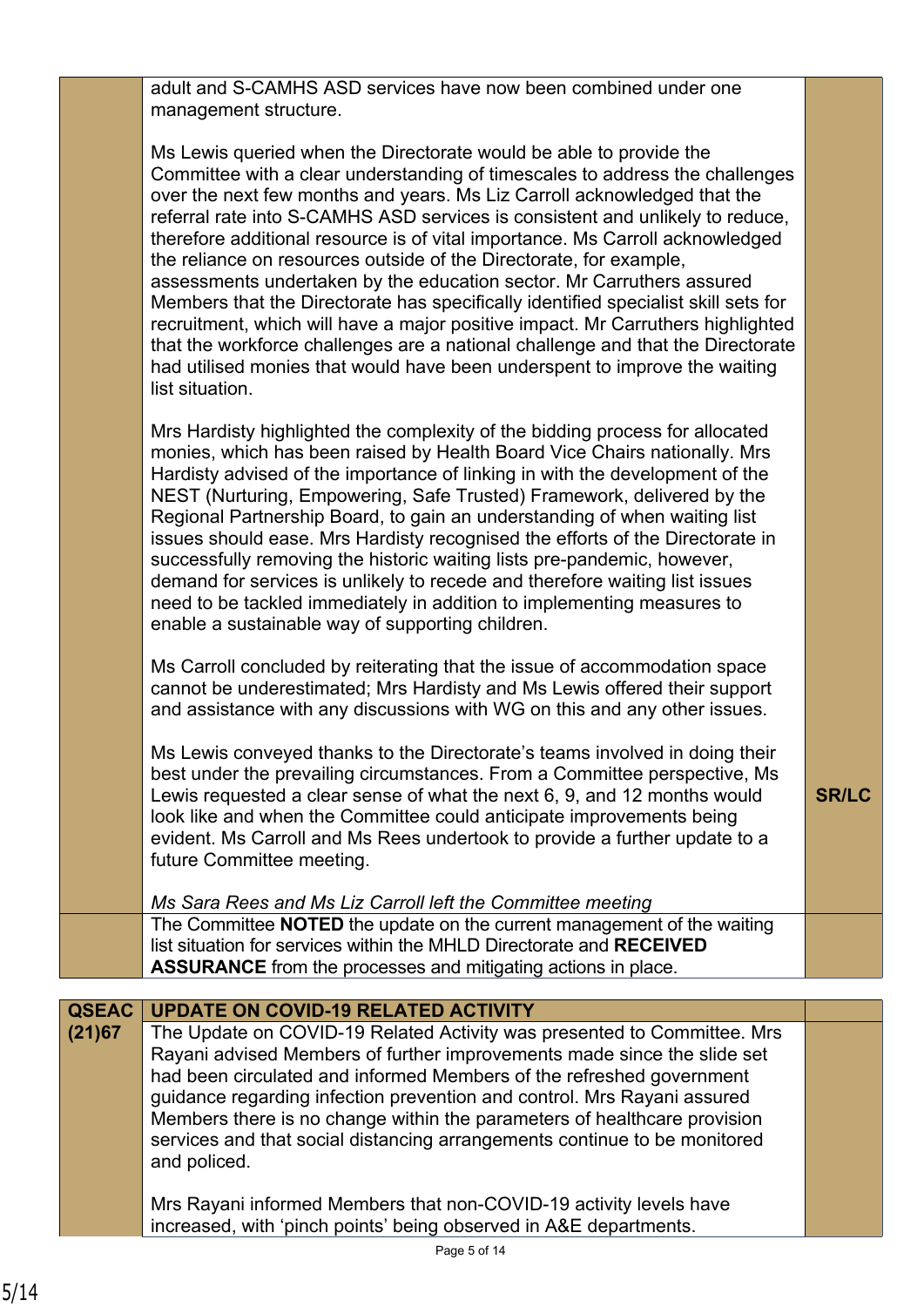| | | |
|---|---|---|
| | adult and S-CAMHS ASD services have now been combined under one management structure.<br><br>Ms Lewis queried when the Directorate would be able to provide the Committee with a clear understanding of timescales to address the challenges over the next few months and years. Ms Liz Carroll acknowledged that the referral rate into S-CAMHS ASD services is consistent and unlikely to reduce, therefore additional resource is of vital importance. Ms Carroll acknowledged the reliance on resources outside of the Directorate, for example, assessments undertaken by the education sector. Mr Carruthers assured Members that the Directorate has specifically identified specialist skill sets for recruitment, which will have a major positive impact. Mr Carruthers highlighted that the workforce challenges are a national challenge and that the Directorate had utilised monies that would have been underspent to improve the waiting list situation.<br><br>Mrs Hardisty highlighted the complexity of the bidding process for allocated monies, which has been raised by Health Board Vice Chairs nationally. Mrs Hardisty advised of the importance of linking in with the development of the NEST (Nurturing, Empowering, Safe Trusted) Framework, delivered by the Regional Partnership Board, to gain an understanding of when waiting list issues should ease. Mrs Hardisty recognised the efforts of the Directorate in successfully removing the historic waiting lists pre-pandemic, however, demand for services is unlikely to recede and therefore waiting list issues need to be tackled immediately in addition to implementing measures to enable a sustainable way of supporting children.<br><br>Ms Carroll concluded by reiterating that the issue of accommodation space cannot be underestimated; Mrs Hardisty and Ms Lewis offered their support and assistance with any discussions with WG on this and any other issues.<br><br>Ms Lewis conveyed thanks to the Directorate's teams involved in doing their best under the prevailing circumstances. From a Committee perspective, Ms Lewis requested a clear sense of what the next 6, 9, and 12 months would look like and when the Committee could anticipate improvements being evident. Ms Carroll and Ms Rees undertook to provide a further update to a future Committee meeting.<br><br>*Ms Sara Rees and Ms Liz Carroll left the Committee meeting* | **SR/LC** |
| | The Committee **NOTED** the update on the current management of the waiting list situation for services within the MHLD Directorate and **RECEIVED ASSURANCE** from the processes and mitigating actions in place. | |

| | | |
|---|---|---|
| **QSEAC (21)67** | **UPDATE ON COVID-19 RELATED ACTIVITY** | |
| | The Update on COVID-19 Related Activity was presented to Committee. Mrs Rayani advised Members of further improvements made since the slide set had been circulated and informed Members of the refreshed government guidance regarding infection prevention and control. Mrs Rayani assured Members there is no change within the parameters of healthcare provision services and that social distancing arrangements continue to be monitored and policed.<br><br>Mrs Rayani informed Members that non-COVID-19 activity levels have increased, with 'pinch points' being observed in A&E departments. | |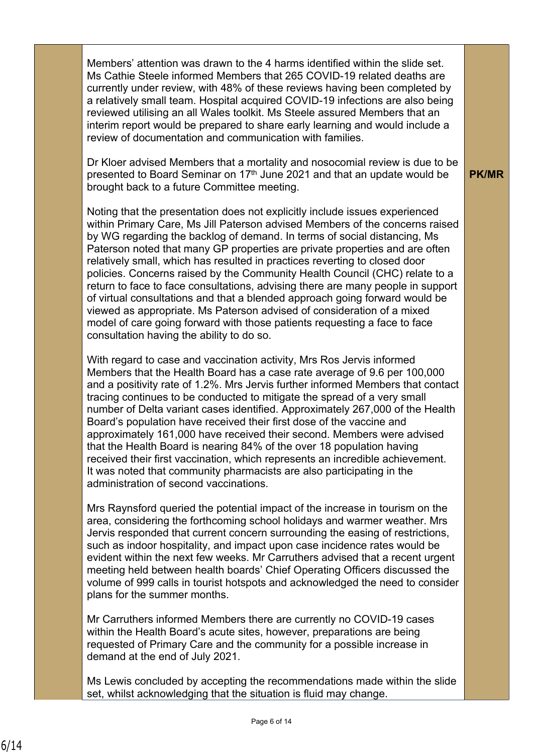| | | |
|---|---|---|
| | Members' attention was drawn to the 4 harms identified within the slide set. Ms Cathie Steele informed Members that 265 COVID-19 related deaths are currently under review, with 48% of these reviews having been completed by a relatively small team. Hospital acquired COVID-19 infections are also being reviewed utilising an all Wales toolkit. Ms Steele assured Members that an interim report would be prepared to share early learning and would include a review of documentation and communication with families.<br><br>Dr Kloer advised Members that a mortality and nosocomial review is due to be presented to Board Seminar on 17th June 2021 and that an update would be brought back to a future Committee meeting.<br><br>Noting that the presentation does not explicitly include issues experienced within Primary Care, Ms Jill Paterson advised Members of the concerns raised by WG regarding the backlog of demand. In terms of social distancing, Ms Paterson noted that many GP properties are private properties and are often relatively small, which has resulted in practices reverting to closed door policies. Concerns raised by the Community Health Council (CHC) relate to a return to face to face consultations, advising there are many people in support of virtual consultations and that a blended approach going forward would be viewed as appropriate. Ms Paterson advised of consideration of a mixed model of care going forward with those patients requesting a face to face consultation having the ability to do so.<br><br>With regard to case and vaccination activity, Mrs Ros Jervis informed Members that the Health Board has a case rate average of 9.6 per 100,000 and a positivity rate of 1.2%. Mrs Jervis further informed Members that contact tracing continues to be conducted to mitigate the spread of a very small number of Delta variant cases identified. Approximately 267,000 of the Health Board's population have received their first dose of the vaccine and approximately 161,000 have received their second. Members were advised that the Health Board is nearing 84% of the over 18 population having received their first vaccination, which represents an incredible achievement. It was noted that community pharmacists are also participating in the administration of second vaccinations.<br><br>Mrs Raynsford queried the potential impact of the increase in tourism on the area, considering the forthcoming school holidays and warmer weather. Mrs Jervis responded that current concern surrounding the easing of restrictions, such as indoor hospitality, and impact upon case incidence rates would be evident within the next few weeks. Mr Carruthers advised that a recent urgent meeting held between health boards' Chief Operating Officers discussed the volume of 999 calls in tourist hotspots and acknowledged the need to consider plans for the summer months.<br><br>Mr Carruthers informed Members there are currently no COVID-19 cases within the Health Board's acute sites, however, preparations are being requested of Primary Care and the community for a possible increase in demand at the end of July 2021.<br><br>Ms Lewis concluded by accepting the recommendations made within the slide set, whilst acknowledging that the situation is fluid may change. | **PK/MR** |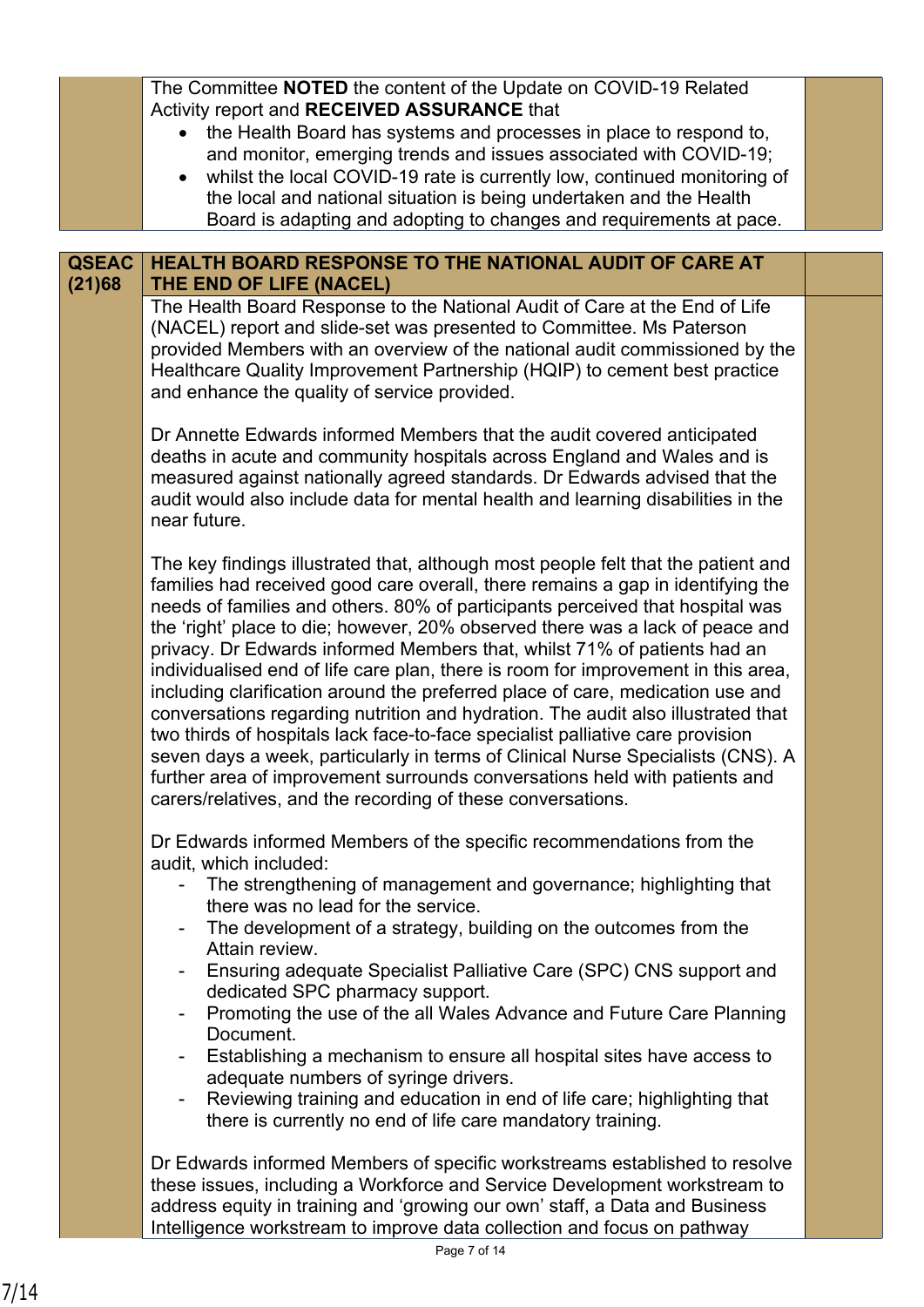The Committee **NOTED** the content of the Update on COVID-19 Related Activity report and **RECEIVED ASSURANCE** that

- the Health Board has systems and processes in place to respond to, and monitor, emerging trends and issues associated with COVID-19;
- whilst the local COVID-19 rate is currently low, continued monitoring of the local and national situation is being undertaken and the Health Board is adapting and adopting to changes and requirements at pace.

**QSEAC (21)68 — HEALTH BOARD RESPONSE TO THE NATIONAL AUDIT OF CARE AT THE END OF LIFE (NACEL)**

The Health Board Response to the National Audit of Care at the End of Life (NACEL) report and slide-set was presented to Committee. Ms Paterson provided Members with an overview of the national audit commissioned by the Healthcare Quality Improvement Partnership (HQIP) to cement best practice and enhance the quality of service provided.

Dr Annette Edwards informed Members that the audit covered anticipated deaths in acute and community hospitals across England and Wales and is measured against nationally agreed standards. Dr Edwards advised that the audit would also include data for mental health and learning disabilities in the near future.

The key findings illustrated that, although most people felt that the patient and families had received good care overall, there remains a gap in identifying the needs of families and others. 80% of participants perceived that hospital was the 'right' place to die; however, 20% observed there was a lack of peace and privacy. Dr Edwards informed Members that, whilst 71% of patients had an individualised end of life care plan, there is room for improvement in this area, including clarification around the preferred place of care, medication use and conversations regarding nutrition and hydration. The audit also illustrated that two thirds of hospitals lack face-to-face specialist palliative care provision seven days a week, particularly in terms of Clinical Nurse Specialists (CNS). A further area of improvement surrounds conversations held with patients and carers/relatives, and the recording of these conversations.

Dr Edwards informed Members of the specific recommendations from the audit, which included:

- The strengthening of management and governance; highlighting that there was no lead for the service.
- The development of a strategy, building on the outcomes from the Attain review.
- Ensuring adequate Specialist Palliative Care (SPC) CNS support and dedicated SPC pharmacy support.
- Promoting the use of the all Wales Advance and Future Care Planning Document.
- Establishing a mechanism to ensure all hospital sites have access to adequate numbers of syringe drivers.
- Reviewing training and education in end of life care; highlighting that there is currently no end of life care mandatory training.

Dr Edwards informed Members of specific workstreams established to resolve these issues, including a Workforce and Service Development workstream to address equity in training and 'growing our own' staff, a Data and Business Intelligence workstream to improve data collection and focus on pathway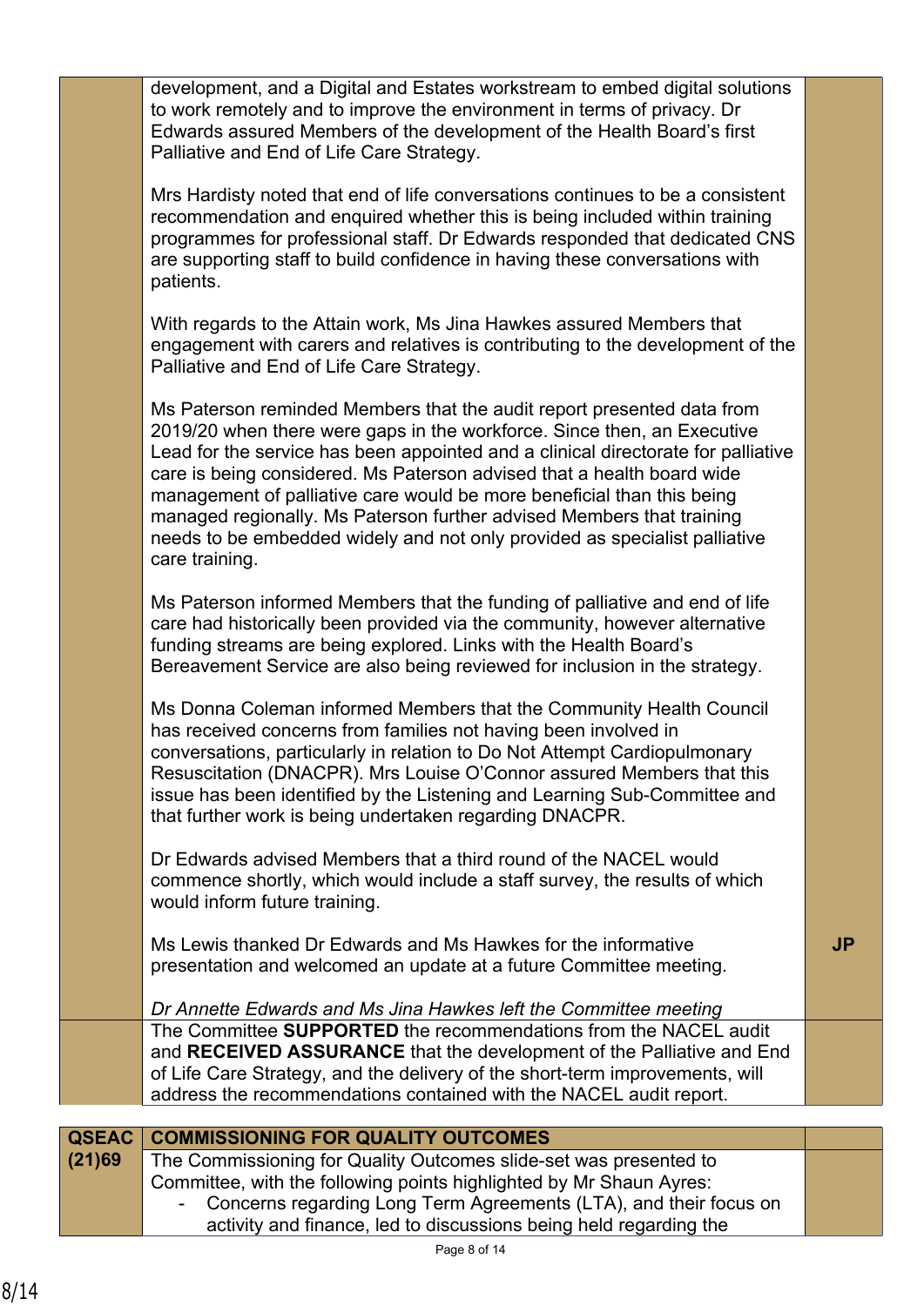| | | |
|---|---|---|
| | development, and a Digital and Estates workstream to embed digital solutions to work remotely and to improve the environment in terms of privacy. Dr Edwards assured Members of the development of the Health Board's first Palliative and End of Life Care Strategy.<br><br>Mrs Hardisty noted that end of life conversations continues to be a consistent recommendation and enquired whether this is being included within training programmes for professional staff. Dr Edwards responded that dedicated CNS are supporting staff to build confidence in having these conversations with patients.<br><br>With regards to the Attain work, Ms Jina Hawkes assured Members that engagement with carers and relatives is contributing to the development of the Palliative and End of Life Care Strategy.<br><br>Ms Paterson reminded Members that the audit report presented data from 2019/20 when there were gaps in the workforce. Since then, an Executive Lead for the service has been appointed and a clinical directorate for palliative care is being considered. Ms Paterson advised that a health board wide management of palliative care would be more beneficial than this being managed regionally. Ms Paterson further advised Members that training needs to be embedded widely and not only provided as specialist palliative care training.<br><br>Ms Paterson informed Members that the funding of palliative and end of life care had historically been provided via the community, however alternative funding streams are being explored. Links with the Health Board's Bereavement Service are also being reviewed for inclusion in the strategy.<br><br>Ms Donna Coleman informed Members that the Community Health Council has received concerns from families not having been involved in conversations, particularly in relation to Do Not Attempt Cardiopulmonary Resuscitation (DNACPR). Mrs Louise O'Connor assured Members that this issue has been identified by the Listening and Learning Sub-Committee and that further work is being undertaken regarding DNACPR.<br><br>Dr Edwards advised Members that a third round of the NACEL would commence shortly, which would include a staff survey, the results of which would inform future training.<br><br>Ms Lewis thanked Dr Edwards and Ms Hawkes for the informative presentation and welcomed an update at a future Committee meeting.<br><br>*Dr Annette Edwards and Ms Jina Hawkes left the Committee meeting* | **JP** |
| | The Committee **SUPPORTED** the recommendations from the NACEL audit and **RECEIVED ASSURANCE** that the development of the Palliative and End of Life Care Strategy, and the delivery of the short-term improvements, will address the recommendations contained with the NACEL audit report. | |

| | | |
|---|---|---|
| **QSEAC (21)69** | **COMMISSIONING FOR QUALITY OUTCOMES** | |
| | The Commissioning for Quality Outcomes slide-set was presented to Committee, with the following points highlighted by Mr Shaun Ayres:<br>- Concerns regarding Long Term Agreements (LTA), and their focus on activity and finance, led to discussions being held regarding the | |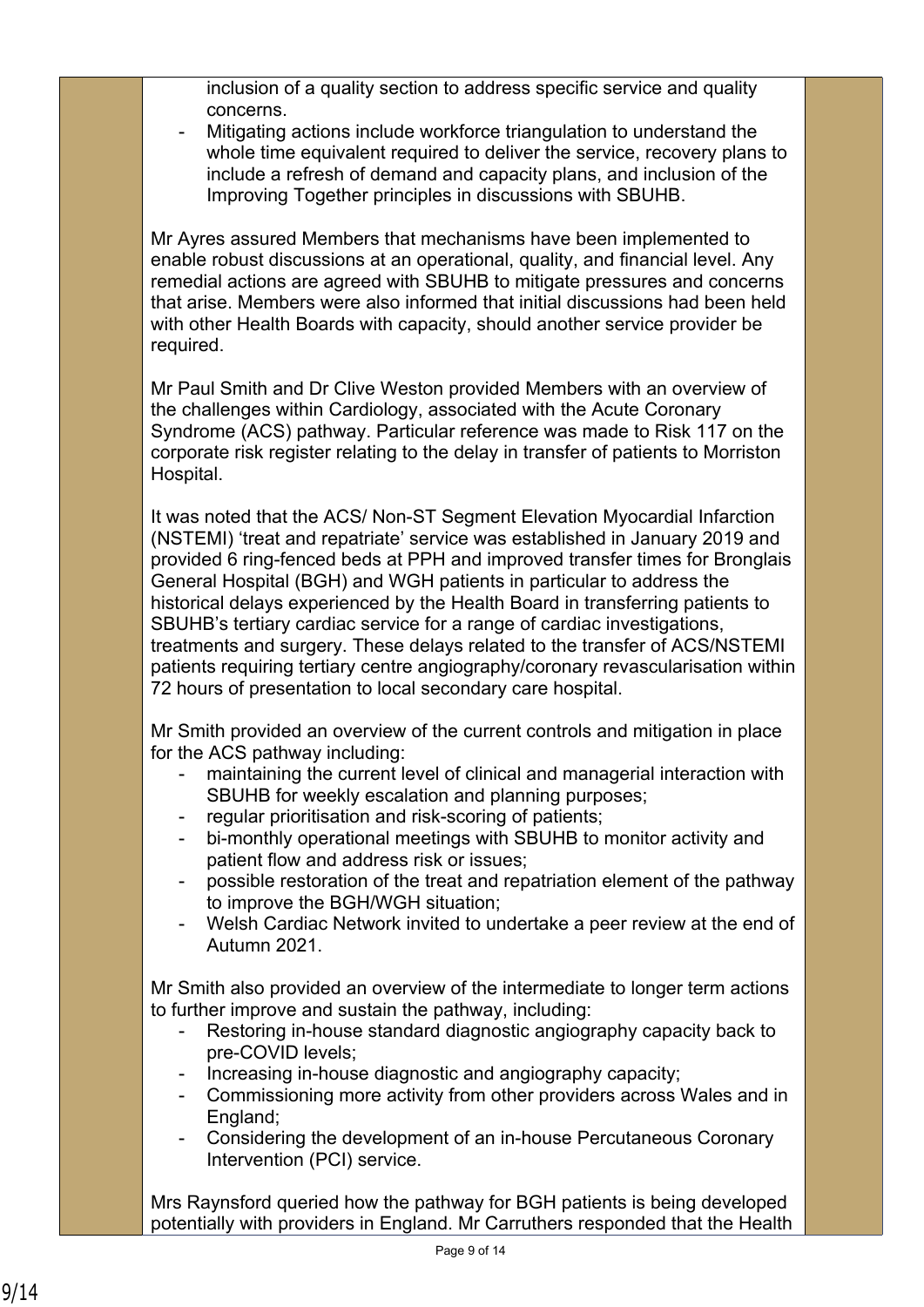inclusion of a quality section to address specific service and quality concerns.
- Mitigating actions include workforce triangulation to understand the whole time equivalent required to deliver the service, recovery plans to include a refresh of demand and capacity plans, and inclusion of the Improving Together principles in discussions with SBUHB.

Mr Ayres assured Members that mechanisms have been implemented to enable robust discussions at an operational, quality, and financial level. Any remedial actions are agreed with SBUHB to mitigate pressures and concerns that arise. Members were also informed that initial discussions had been held with other Health Boards with capacity, should another service provider be required.

Mr Paul Smith and Dr Clive Weston provided Members with an overview of the challenges within Cardiology, associated with the Acute Coronary Syndrome (ACS) pathway. Particular reference was made to Risk 117 on the corporate risk register relating to the delay in transfer of patients to Morriston Hospital.

It was noted that the ACS/ Non-ST Segment Elevation Myocardial Infarction (NSTEMI) 'treat and repatriate' service was established in January 2019 and provided 6 ring-fenced beds at PPH and improved transfer times for Bronglais General Hospital (BGH) and WGH patients in particular to address the historical delays experienced by the Health Board in transferring patients to SBUHB's tertiary cardiac service for a range of cardiac investigations, treatments and surgery. These delays related to the transfer of ACS/NSTEMI patients requiring tertiary centre angiography/coronary revascularisation within 72 hours of presentation to local secondary care hospital.

Mr Smith provided an overview of the current controls and mitigation in place for the ACS pathway including:
- maintaining the current level of clinical and managerial interaction with SBUHB for weekly escalation and planning purposes;
- regular prioritisation and risk-scoring of patients;
- bi-monthly operational meetings with SBUHB to monitor activity and patient flow and address risk or issues;
- possible restoration of the treat and repatriation element of the pathway to improve the BGH/WGH situation;
- Welsh Cardiac Network invited to undertake a peer review at the end of Autumn 2021.

Mr Smith also provided an overview of the intermediate to longer term actions to further improve and sustain the pathway, including:
- Restoring in-house standard diagnostic angiography capacity back to pre-COVID levels;
- Increasing in-house diagnostic and angiography capacity;
- Commissioning more activity from other providers across Wales and in England;
- Considering the development of an in-house Percutaneous Coronary Intervention (PCI) service.

Mrs Raynsford queried how the pathway for BGH patients is being developed potentially with providers in England. Mr Carruthers responded that the Health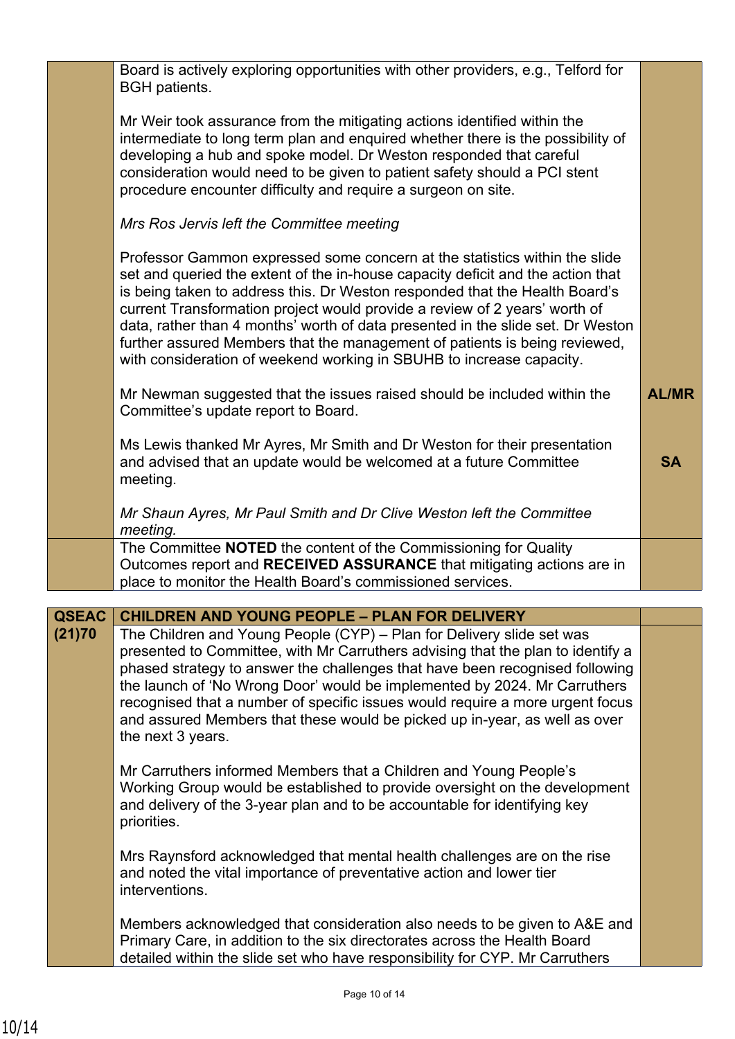| | | |
|---|---|---|
| | Board is actively exploring opportunities with other providers, e.g., Telford for BGH patients.<br><br>Mr Weir took assurance from the mitigating actions identified within the intermediate to long term plan and enquired whether there is the possibility of developing a hub and spoke model. Dr Weston responded that careful consideration would need to be given to patient safety should a PCI stent procedure encounter difficulty and require a surgeon on site.<br><br>*Mrs Ros Jervis left the Committee meeting*<br><br>Professor Gammon expressed some concern at the statistics within the slide set and queried the extent of the in-house capacity deficit and the action that is being taken to address this. Dr Weston responded that the Health Board's current Transformation project would provide a review of 2 years' worth of data, rather than 4 months' worth of data presented in the slide set. Dr Weston further assured Members that the management of patients is being reviewed, with consideration of weekend working in SBUHB to increase capacity.<br><br>Mr Newman suggested that the issues raised should be included within the Committee's update report to Board.<br><br>Ms Lewis thanked Mr Ayres, Mr Smith and Dr Weston for their presentation and advised that an update would be welcomed at a future Committee meeting.<br><br>*Mr Shaun Ayres, Mr Paul Smith and Dr Clive Weston left the Committee meeting.* | <br><br><br><br><br><br><br><br><br><br><br><br><br><br>**AL/MR**<br><br><br>**SA** |
| | The Committee **NOTED** the content of the Commissioning for Quality Outcomes report and **RECEIVED ASSURANCE** that mitigating actions are in place to monitor the Health Board's commissioned services. | |

| | | |
|---|---|---|
| **QSEAC (21)70** | **CHILDREN AND YOUNG PEOPLE – PLAN FOR DELIVERY** | |
| | The Children and Young People (CYP) – Plan for Delivery slide set was presented to Committee, with Mr Carruthers advising that the plan to identify a phased strategy to answer the challenges that have been recognised following the launch of 'No Wrong Door' would be implemented by 2024. Mr Carruthers recognised that a number of specific issues would require a more urgent focus and assured Members that these would be picked up in-year, as well as over the next 3 years.<br><br>Mr Carruthers informed Members that a Children and Young People's Working Group would be established to provide oversight on the development and delivery of the 3-year plan and to be accountable for identifying key priorities.<br><br>Mrs Raynsford acknowledged that mental health challenges are on the rise and noted the vital importance of preventative action and lower tier interventions.<br><br>Members acknowledged that consideration also needs to be given to A&E and Primary Care, in addition to the six directorates across the Health Board detailed within the slide set who have responsibility for CYP. Mr Carruthers | |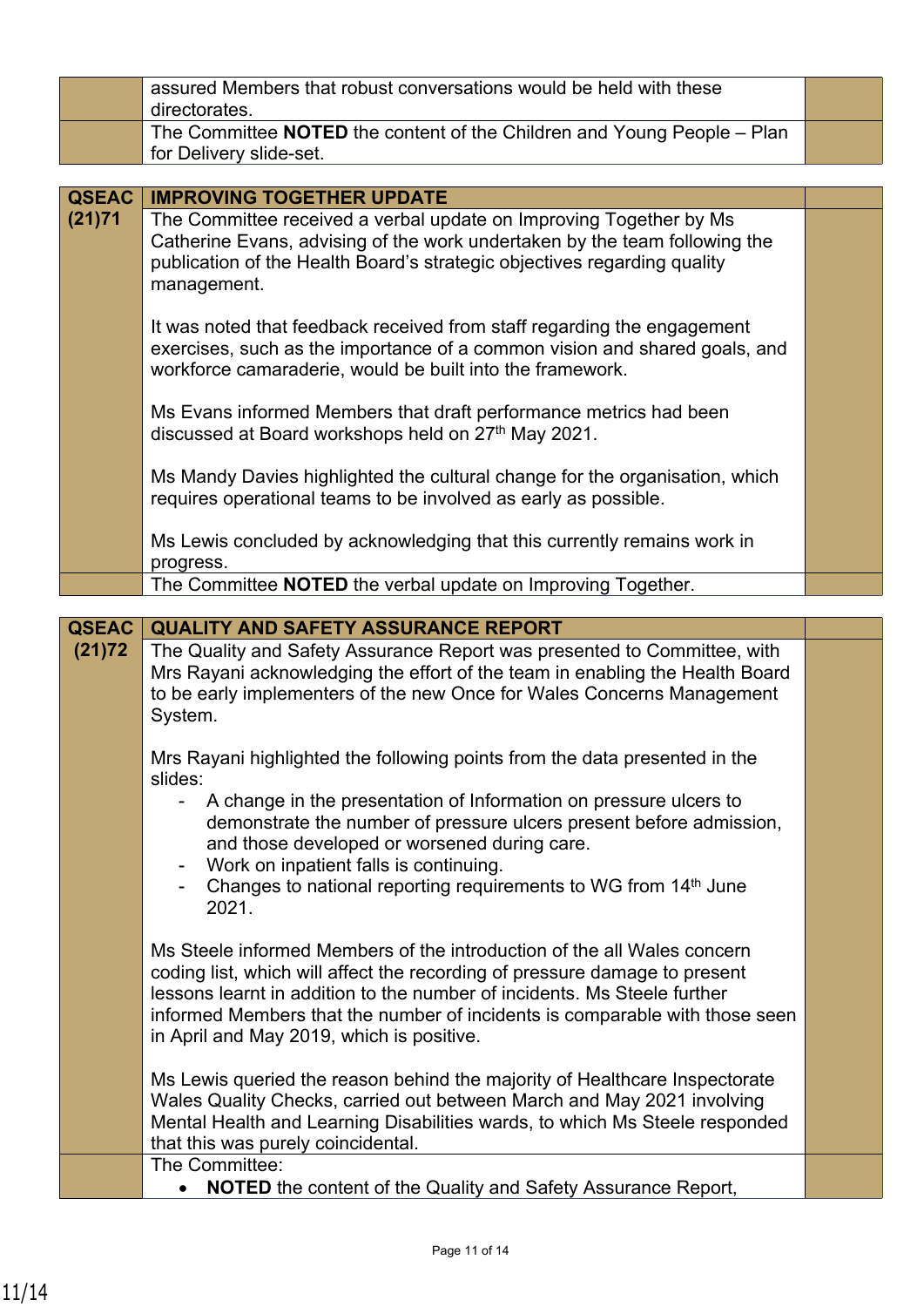| | | |
|---|---|---|
| | assured Members that robust conversations would be held with these directorates. | |
| | The Committee **NOTED** the content of the Children and Young People – Plan for Delivery slide-set. | |

| | | |
|---|---|---|
| **QSEAC (21)71** | **IMPROVING TOGETHER UPDATE** | |
| | The Committee received a verbal update on Improving Together by Ms Catherine Evans, advising of the work undertaken by the team following the publication of the Health Board's strategic objectives regarding quality management.<br><br>It was noted that feedback received from staff regarding the engagement exercises, such as the importance of a common vision and shared goals, and workforce camaraderie, would be built into the framework.<br><br>Ms Evans informed Members that draft performance metrics had been discussed at Board workshops held on 27th May 2021.<br><br>Ms Mandy Davies highlighted the cultural change for the organisation, which requires operational teams to be involved as early as possible.<br><br>Ms Lewis concluded by acknowledging that this currently remains work in progress. | |
| | The Committee **NOTED** the verbal update on Improving Together. | |

| | | |
|---|---|---|
| **QSEAC (21)72** | **QUALITY AND SAFETY ASSURANCE REPORT** | |
| | The Quality and Safety Assurance Report was presented to Committee, with Mrs Rayani acknowledging the effort of the team in enabling the Health Board to be early implementers of the new Once for Wales Concerns Management System.<br><br>Mrs Rayani highlighted the following points from the data presented in the slides:<br>- A change in the presentation of Information on pressure ulcers to demonstrate the number of pressure ulcers present before admission, and those developed or worsened during care.<br>- Work on inpatient falls is continuing.<br>- Changes to national reporting requirements to WG from 14th June 2021.<br><br>Ms Steele informed Members of the introduction of the all Wales concern coding list, which will affect the recording of pressure damage to present lessons learnt in addition to the number of incidents. Ms Steele further informed Members that the number of incidents is comparable with those seen in April and May 2019, which is positive.<br><br>Ms Lewis queried the reason behind the majority of Healthcare Inspectorate Wales Quality Checks, carried out between March and May 2021 involving Mental Health and Learning Disabilities wards, to which Ms Steele responded that this was purely coincidental. | |
| | The Committee:<br>• **NOTED** the content of the Quality and Safety Assurance Report, | |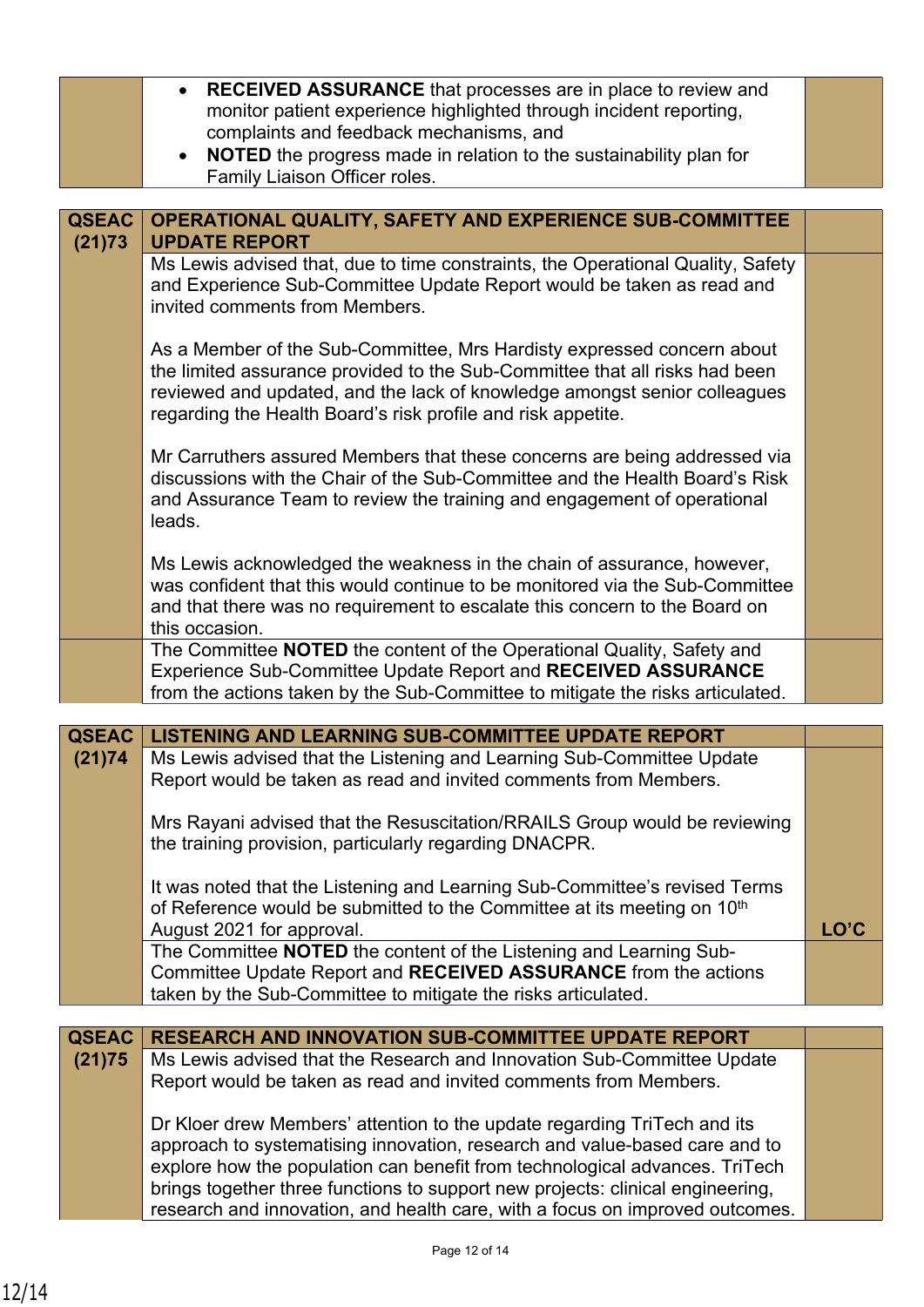| | | |
|---|---|---|
| | • **RECEIVED ASSURANCE** that processes are in place to review and monitor patient experience highlighted through incident reporting, complaints and feedback mechanisms, and<br>• **NOTED** the progress made in relation to the sustainability plan for Family Liaison Officer roles. | |

| | | |
|---|---|---|
| **QSEAC (21)73** | **OPERATIONAL QUALITY, SAFETY AND EXPERIENCE SUB-COMMITTEE UPDATE REPORT** | |
| | Ms Lewis advised that, due to time constraints, the Operational Quality, Safety and Experience Sub-Committee Update Report would be taken as read and invited comments from Members.<br><br>As a Member of the Sub-Committee, Mrs Hardisty expressed concern about the limited assurance provided to the Sub-Committee that all risks had been reviewed and updated, and the lack of knowledge amongst senior colleagues regarding the Health Board's risk profile and risk appetite.<br><br>Mr Carruthers assured Members that these concerns are being addressed via discussions with the Chair of the Sub-Committee and the Health Board's Risk and Assurance Team to review the training and engagement of operational leads.<br><br>Ms Lewis acknowledged the weakness in the chain of assurance, however, was confident that this would continue to be monitored via the Sub-Committee and that there was no requirement to escalate this concern to the Board on this occasion. | |
| | The Committee **NOTED** the content of the Operational Quality, Safety and Experience Sub-Committee Update Report and **RECEIVED ASSURANCE** from the actions taken by the Sub-Committee to mitigate the risks articulated. | |

| | | |
|---|---|---|
| **QSEAC (21)74** | **LISTENING AND LEARNING SUB-COMMITTEE UPDATE REPORT** | |
| | Ms Lewis advised that the Listening and Learning Sub-Committee Update Report would be taken as read and invited comments from Members.<br><br>Mrs Rayani advised that the Resuscitation/RRAILS Group would be reviewing the training provision, particularly regarding DNACPR.<br><br>It was noted that the Listening and Learning Sub-Committee's revised Terms of Reference would be submitted to the Committee at its meeting on 10th August 2021 for approval. | **LO'C** |
| | The Committee **NOTED** the content of the Listening and Learning Sub-Committee Update Report and **RECEIVED ASSURANCE** from the actions taken by the Sub-Committee to mitigate the risks articulated. | |

| | | |
|---|---|---|
| **QSEAC (21)75** | **RESEARCH AND INNOVATION SUB-COMMITTEE UPDATE REPORT** | |
| | Ms Lewis advised that the Research and Innovation Sub-Committee Update Report would be taken as read and invited comments from Members.<br><br>Dr Kloer drew Members' attention to the update regarding TriTech and its approach to systematising innovation, research and value-based care and to explore how the population can benefit from technological advances. TriTech brings together three functions to support new projects: clinical engineering, research and innovation, and health care, with a focus on improved outcomes. | |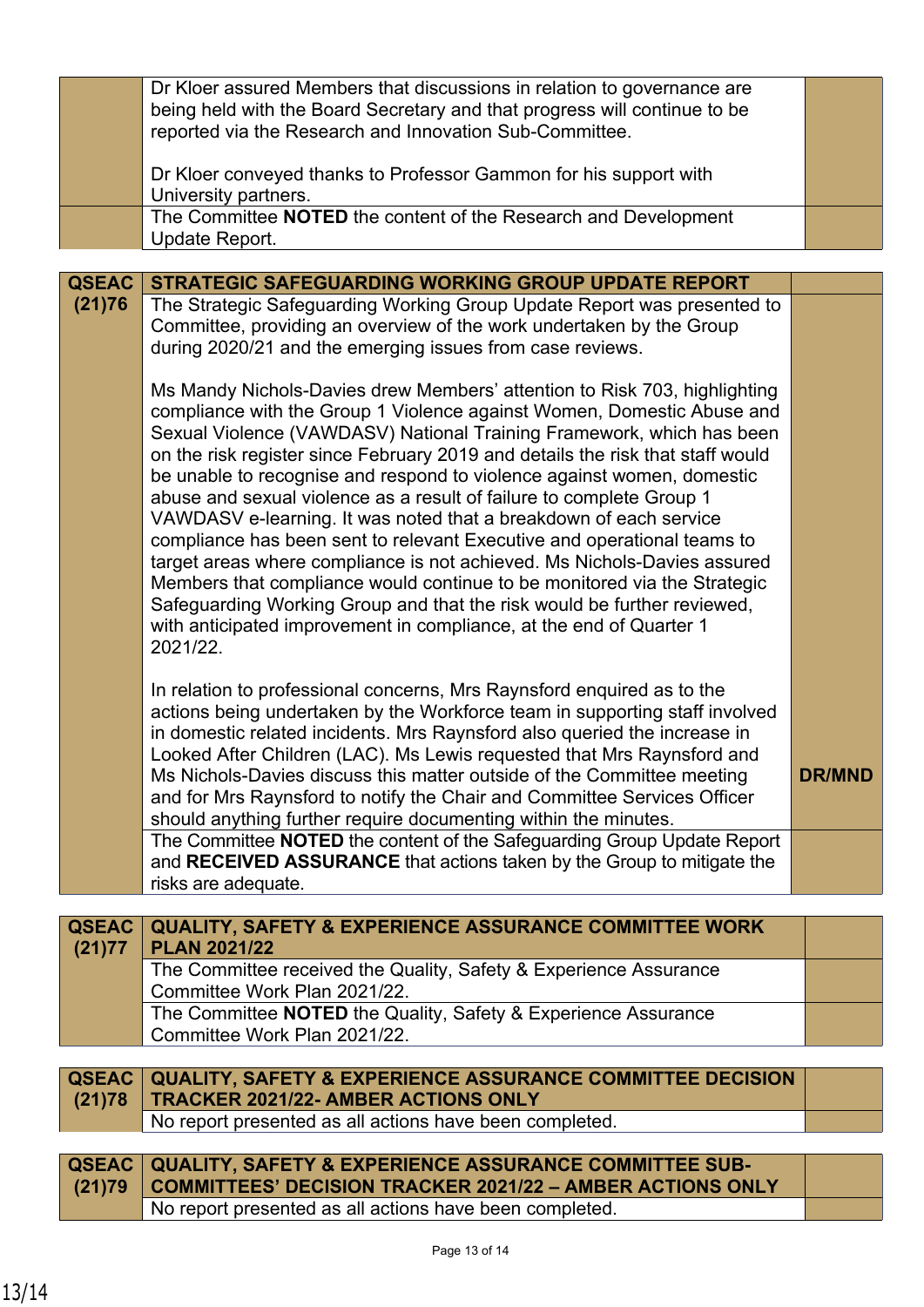| | | |
|---|---|---|
| | Dr Kloer assured Members that discussions in relation to governance are being held with the Board Secretary and that progress will continue to be reported via the Research and Innovation Sub-Committee.<br><br>Dr Kloer conveyed thanks to Professor Gammon for his support with University partners. | |
| | The Committee **NOTED** the content of the Research and Development Update Report. | |

| | | |
|---|---|---|
| **QSEAC (21)76** | **STRATEGIC SAFEGUARDING WORKING GROUP UPDATE REPORT** | |
| | The Strategic Safeguarding Working Group Update Report was presented to Committee, providing an overview of the work undertaken by the Group during 2020/21 and the emerging issues from case reviews.<br><br>Ms Mandy Nichols-Davies drew Members' attention to Risk 703, highlighting compliance with the Group 1 Violence against Women, Domestic Abuse and Sexual Violence (VAWDASV) National Training Framework, which has been on the risk register since February 2019 and details the risk that staff would be unable to recognise and respond to violence against women, domestic abuse and sexual violence as a result of failure to complete Group 1 VAWDASV e-learning. It was noted that a breakdown of each service compliance has been sent to relevant Executive and operational teams to target areas where compliance is not achieved. Ms Nichols-Davies assured Members that compliance would continue to be monitored via the Strategic Safeguarding Working Group and that the risk would be further reviewed, with anticipated improvement in compliance, at the end of Quarter 1 2021/22.<br><br>In relation to professional concerns, Mrs Raynsford enquired as to the actions being undertaken by the Workforce team in supporting staff involved in domestic related incidents. Mrs Raynsford also queried the increase in Looked After Children (LAC). Ms Lewis requested that Mrs Raynsford and Ms Nichols-Davies discuss this matter outside of the Committee meeting and for Mrs Raynsford to notify the Chair and Committee Services Officer should anything further require documenting within the minutes. | **DR/MND** |
| | The Committee **NOTED** the content of the Safeguarding Group Update Report and **RECEIVED ASSURANCE** that actions taken by the Group to mitigate the risks are adequate. | |

| | | |
|---|---|---|
| **QSEAC (21)77** | **QUALITY, SAFETY & EXPERIENCE ASSURANCE COMMITTEE WORK PLAN 2021/22** | |
| | The Committee received the Quality, Safety & Experience Assurance Committee Work Plan 2021/22. | |
| | The Committee **NOTED** the Quality, Safety & Experience Assurance Committee Work Plan 2021/22. | |

| | | |
|---|---|---|
| **QSEAC (21)78** | **QUALITY, SAFETY & EXPERIENCE ASSURANCE COMMITTEE DECISION TRACKER 2021/22- AMBER ACTIONS ONLY** | |
| | No report presented as all actions have been completed. | |

| | | |
|---|---|---|
| **QSEAC (21)79** | **QUALITY, SAFETY & EXPERIENCE ASSURANCE COMMITTEE SUB-COMMITTEES' DECISION TRACKER 2021/22 – AMBER ACTIONS ONLY** | |
| | No report presented as all actions have been completed. | |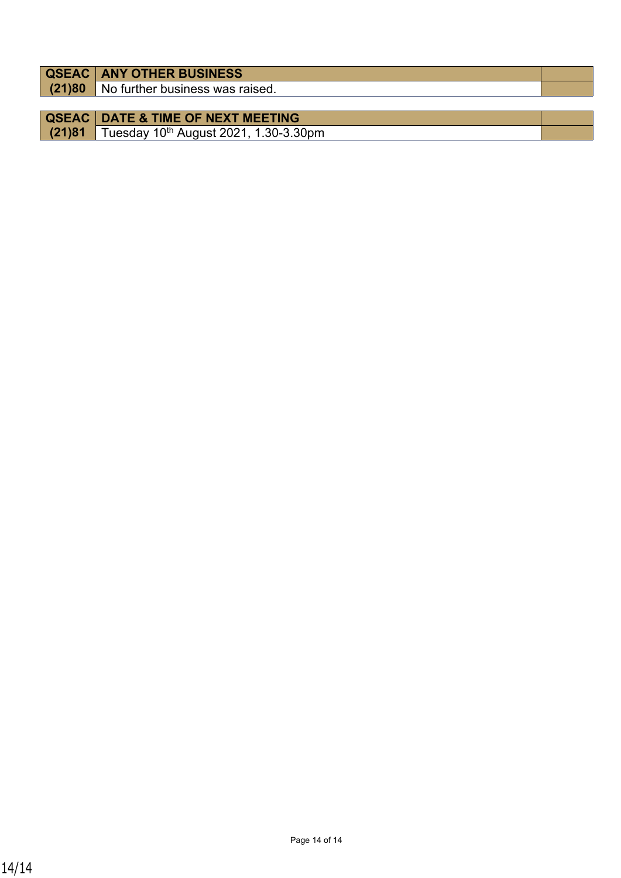| | | |
|---|---|---|
| **QSEAC (21)80** | **ANY OTHER BUSINESS** | |
| | No further business was raised. | |

| | | |
|---|---|---|
| **QSEAC (21)81** | **DATE & TIME OF NEXT MEETING** | |
| | Tuesday 10th August 2021, 1.30-3.30pm | |